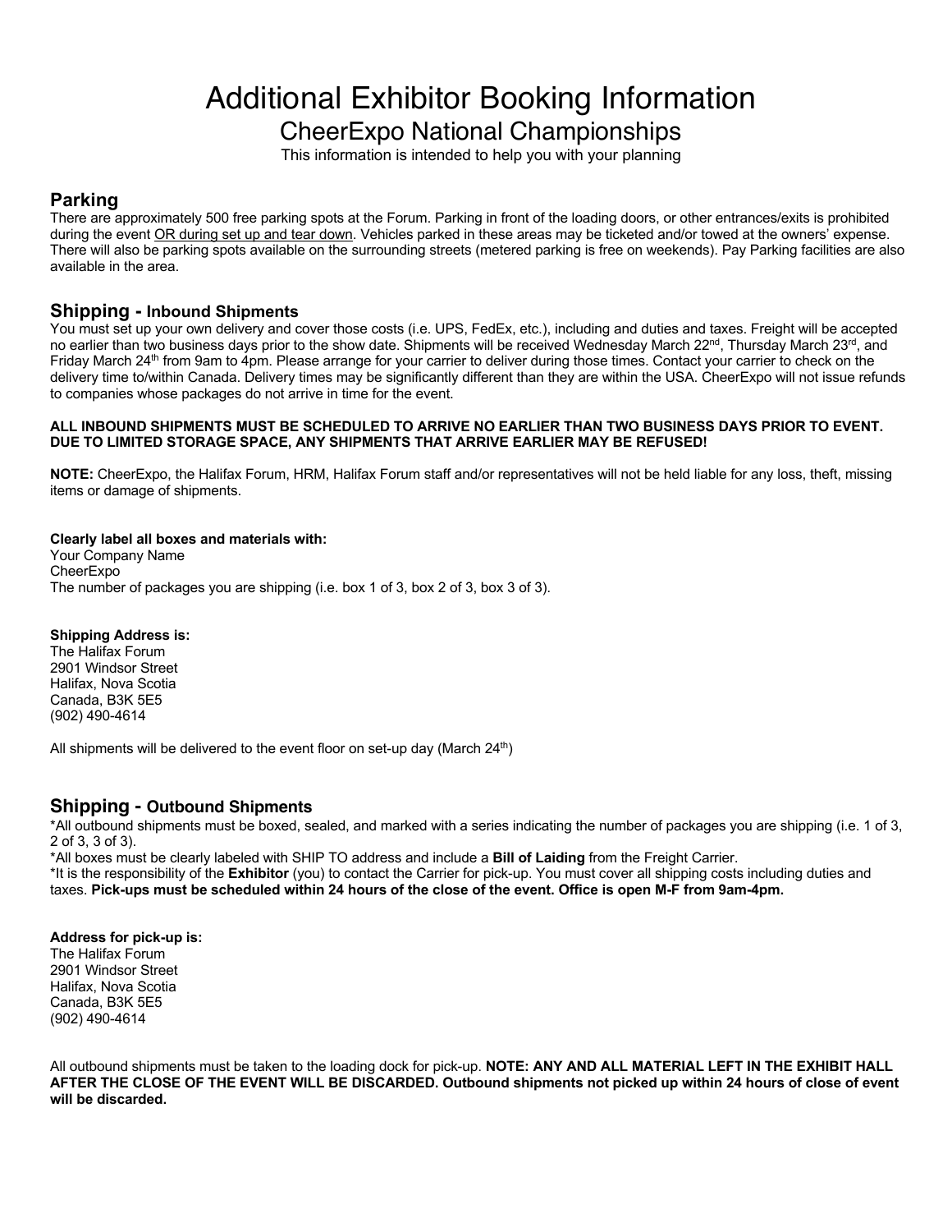# Additional Exhibitor Booking Information

## CheerExpo National Championships

This information is intended to help you with your planning

## Parking

There are approximately 500 free parking spots at the Forum. Parking in front of the loading doors, or other entrances/exits is prohibited during the event <u>OR during set up and tear down</u>. Vehicles parked in these areas may be ticketed and/or towed at the owners' expense. There will also be parking spots available on the surrounding streets (metered parking is free on weekends). Pay Parking facilities are also available in the area.

## Shipping - Inbound Shipments

You must set up your own delivery and cover those costs (i.e. UPS, FedEx, etc.), including and duties and taxes. Freight will be accepted no earlier than two business days prior to the show date. Shipments will be received Wednesday March 22nd, Thursday March 23rd, and Friday March 24th from 9am to 4pm. Please arrange for your carrier to deliver during those times. Contact your carrier to check on the delivery time to/within Canada. Delivery times may be significantly different than they are within the USA. CheerExpo will not issue refunds to companies whose packages do not arrive in time for the event.

**ALL INBOUND SHIPMENTS MUST BE SCHEDULED TO ARRIVE NO EARLIER THAN TWO BUSINESS DAYS PRIOR TO EVENT. DUE TO LIMITED STORAGE SPACE, ANY SHIPMENTS THAT ARRIVE EARLIER MAY BE REFUSED!**

**NOTE:** CheerExpo, the Halifax Forum, HRM, Halifax Forum staff and/or representatives will not be held liable for any loss, theft, missing items or damage of shipments.

**Clearly label all boxes and materials with:**
Your Company Name
CheerExpo
The number of packages you are shipping (i.e. box 1 of 3, box 2 of 3, box 3 of 3).

**Shipping Address is:**
The Halifax Forum
2901 Windsor Street
Halifax, Nova Scotia
Canada, B3K 5E5
(902) 490-4614

All shipments will be delivered to the event floor on set-up day (March 24th)

## Shipping - Outbound Shipments

*All outbound shipments must be boxed, sealed, and marked with a series indicating the number of packages you are shipping (i.e. 1 of 3, 2 of 3, 3 of 3).
*All boxes must be clearly labeled with SHIP TO address and include a **Bill of Laiding** from the Freight Carrier.
*It is the responsibility of the **Exhibitor** (you) to contact the Carrier for pick-up. You must cover all shipping costs including duties and taxes. **Pick-ups must be scheduled within 24 hours of the close of the event. Office is open M-F from 9am-4pm.**

**Address for pick-up is:**
The Halifax Forum
2901 Windsor Street
Halifax, Nova Scotia
Canada, B3K 5E5
(902) 490-4614

All outbound shipments must be taken to the loading dock for pick-up. **NOTE: ANY AND ALL MATERIAL LEFT IN THE EXHIBIT HALL AFTER THE CLOSE OF THE EVENT WILL BE DISCARDED. Outbound shipments not picked up within 24 hours of close of event will be discarded.**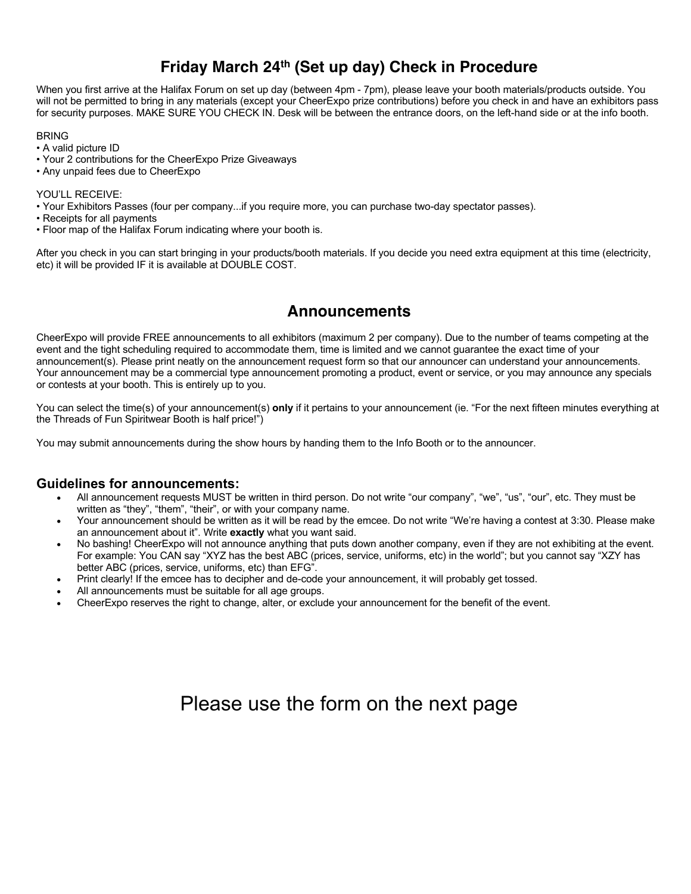## Friday March 24th (Set up day) Check in Procedure

When you first arrive at the Halifax Forum on set up day (between 4pm - 7pm), please leave your booth materials/products outside. You will not be permitted to bring in any materials (except your CheerExpo prize contributions) before you check in and have an exhibitors pass for security purposes. MAKE SURE YOU CHECK IN. Desk will be between the entrance doors, on the left-hand side or at the info booth.

BRING
- A valid picture ID
- Your 2 contributions for the CheerExpo Prize Giveaways
- Any unpaid fees due to CheerExpo

YOU'LL RECEIVE:
- Your Exhibitors Passes (four per company...if you require more, you can purchase two-day spectator passes).
- Receipts for all payments
- Floor map of the Halifax Forum indicating where your booth is.

After you check in you can start bringing in your products/booth materials. If you decide you need extra equipment at this time (electricity, etc) it will be provided IF it is available at DOUBLE COST.

## Announcements

CheerExpo will provide FREE announcements to all exhibitors (maximum 2 per company). Due to the number of teams competing at the event and the tight scheduling required to accommodate them, time is limited and we cannot guarantee the exact time of your announcement(s). Please print neatly on the announcement request form so that our announcer can understand your announcements. Your announcement may be a commercial type announcement promoting a product, event or service, or you may announce any specials or contests at your booth. This is entirely up to you.

You can select the time(s) of your announcement(s) **only** if it pertains to your announcement (ie. "For the next fifteen minutes everything at the Threads of Fun Spiritwear Booth is half price!")

You may submit announcements during the show hours by handing them to the Info Booth or to the announcer.

### Guidelines for announcements:

- All announcement requests MUST be written in third person. Do not write "our company", "we", "us", "our", etc. They must be written as "they", "them", "their", or with your company name.
- Your announcement should be written as it will be read by the emcee. Do not write "We're having a contest at 3:30. Please make an announcement about it". Write **exactly** what you want said.
- No bashing! CheerExpo will not announce anything that puts down another company, even if they are not exhibiting at the event. For example: You CAN say "XYZ has the best ABC (prices, service, uniforms, etc) in the world"; but you cannot say "XZY has better ABC (prices, service, uniforms, etc) than EFG".
- Print clearly! If the emcee has to decipher and de-code your announcement, it will probably get tossed.
- All announcements must be suitable for all age groups.
- CheerExpo reserves the right to change, alter, or exclude your announcement for the benefit of the event.

Please use the form on the next page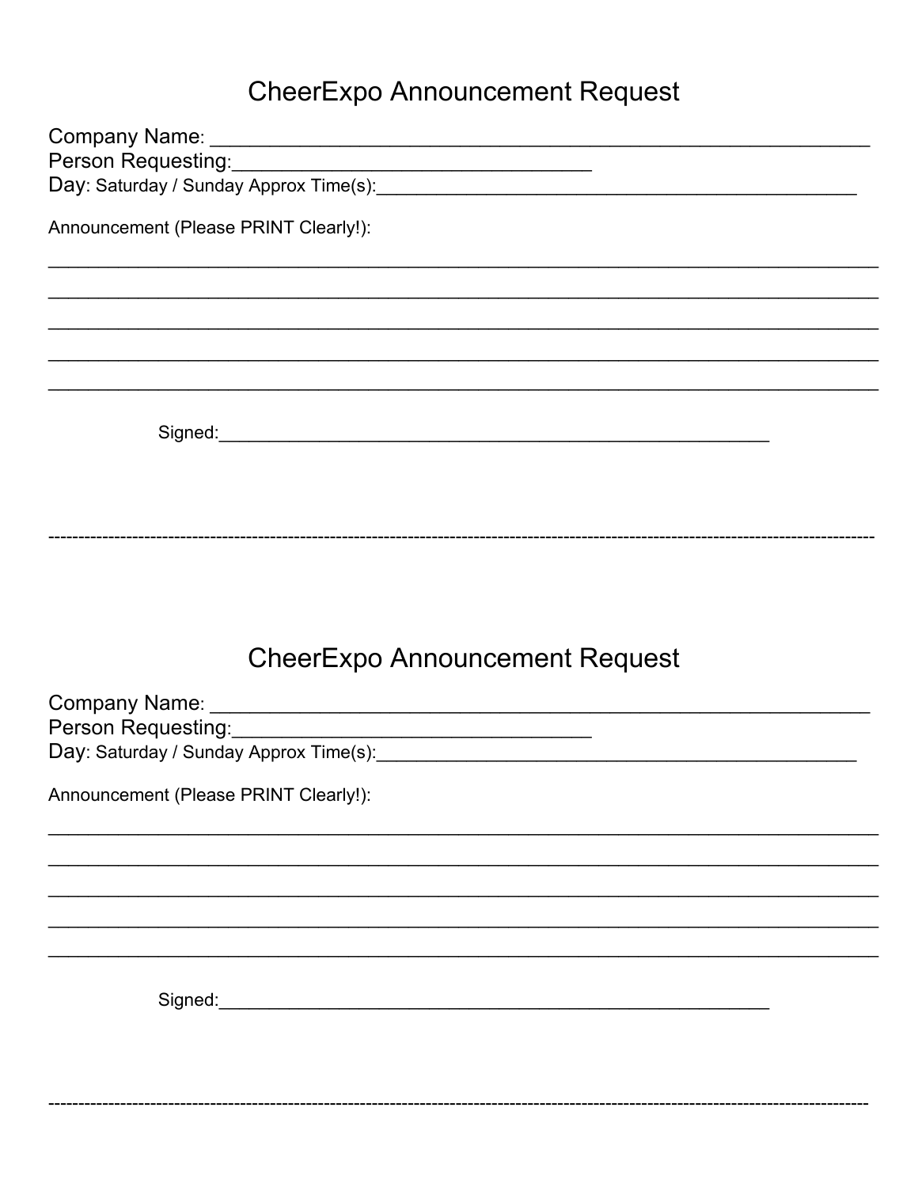# CheerExpo Announcement Request

Company Name: ____________________________________________________________

Person Requesting:_________________________________

Day: Saturday / Sunday Approx Time(s):_________________________________________________

Announcement (Please PRINT Clearly!):

_______________________________________________________________________________

_______________________________________________________________________________

_______________________________________________________________________________

_______________________________________________________________________________

_______________________________________________________________________________

Signed:___________________________________________________________

---

# CheerExpo Announcement Request

Company Name: ____________________________________________________________

Person Requesting:_________________________________

Day: Saturday / Sunday Approx Time(s):_________________________________________________

Announcement (Please PRINT Clearly!):

_______________________________________________________________________________

_______________________________________________________________________________

_______________________________________________________________________________

_______________________________________________________________________________

_______________________________________________________________________________

Signed:___________________________________________________________

---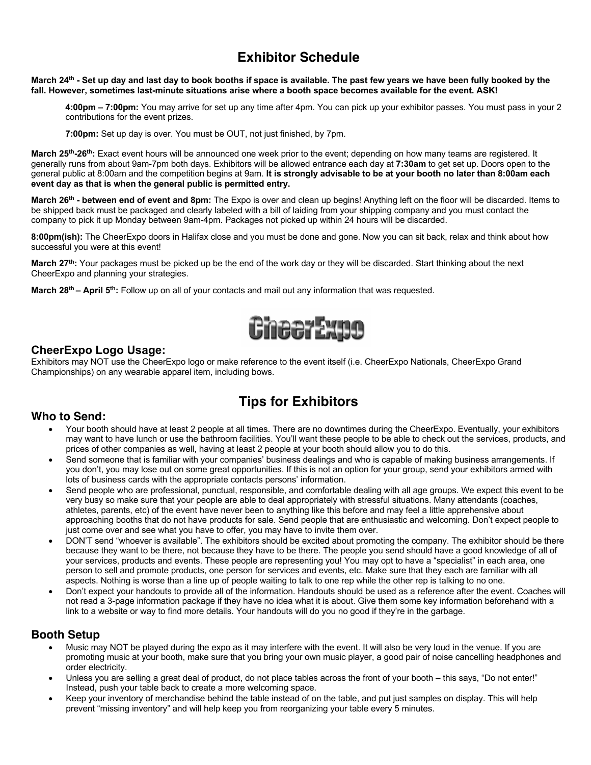# Exhibitor Schedule

**March 24th - Set up day and last day to book booths if space is available. The past few years we have been fully booked by the fall. However, sometimes last-minute situations arise where a booth space becomes available for the event. ASK!**

> **4:00pm – 7:00pm:** You may arrive for set up any time after 4pm. You can pick up your exhibitor passes. You must pass in your 2 contributions for the event prizes.
>
> **7:00pm:** Set up day is over. You must be OUT, not just finished, by 7pm.

**March 25th-26th:** Exact event hours will be announced one week prior to the event; depending on how many teams are registered. It generally runs from about 9am-7pm both days. Exhibitors will be allowed entrance each day at **7:30am** to get set up. Doors open to the general public at 8:00am and the competition begins at 9am. **It is strongly advisable to be at your booth no later than 8:00am each event day as that is when the general public is permitted entry.**

**March 26th - between end of event and 8pm:** The Expo is over and clean up begins! Anything left on the floor will be discarded. Items to be shipped back must be packaged and clearly labeled with a bill of laiding from your shipping company and you must contact the company to pick it up Monday between 9am-4pm. Packages not picked up within 24 hours will be discarded.

**8:00pm(ish):** The CheerExpo doors in Halifax close and you must be done and gone. Now you can sit back, relax and think about how successful you were at this event!

**March 27th:** Your packages must be picked up be the end of the work day or they will be discarded. Start thinking about the next CheerExpo and planning your strategies.

**March 28th – April 5th:** Follow up on all of your contacts and mail out any information that was requested.

CheerExpo

## CheerExpo Logo Usage:

Exhibitors may NOT use the CheerExpo logo or make reference to the event itself (i.e. CheerExpo Nationals, CheerExpo Grand Championships) on any wearable apparel item, including bows.

# Tips for Exhibitors

## Who to Send:

- Your booth should have at least 2 people at all times. There are no downtimes during the CheerExpo. Eventually, your exhibitors may want to have lunch or use the bathroom facilities. You'll want these people to be able to check out the services, products, and prices of other companies as well, having at least 2 people at your booth should allow you to do this.
- Send someone that is familiar with your companies' business dealings and who is capable of making business arrangements. If you don't, you may lose out on some great opportunities. If this is not an option for your group, send your exhibitors armed with lots of business cards with the appropriate contacts persons' information.
- Send people who are professional, punctual, responsible, and comfortable dealing with all age groups. We expect this event to be very busy so make sure that your people are able to deal appropriately with stressful situations. Many attendants (coaches, athletes, parents, etc) of the event have never been to anything like this before and may feel a little apprehensive about approaching booths that do not have products for sale. Send people that are enthusiastic and welcoming. Don't expect people to just come over and see what you have to offer, you may have to invite them over.
- DON'T send "whoever is available". The exhibitors should be excited about promoting the company. The exhibitor should be there because they want to be there, not because they have to be there. The people you send should have a good knowledge of all of your services, products and events. These people are representing you! You may opt to have a "specialist" in each area, one person to sell and promote products, one person for services and events, etc. Make sure that they each are familiar with all aspects. Nothing is worse than a line up of people waiting to talk to one rep while the other rep is talking to no one.
- Don't expect your handouts to provide all of the information. Handouts should be used as a reference after the event. Coaches will not read a 3-page information package if they have no idea what it is about. Give them some key information beforehand with a link to a website or way to find more details. Your handouts will do you no good if they're in the garbage.

## Booth Setup

- Music may NOT be played during the expo as it may interfere with the event. It will also be very loud in the venue. If you are promoting music at your booth, make sure that you bring your own music player, a good pair of noise cancelling headphones and order electricity.
- Unless you are selling a great deal of product, do not place tables across the front of your booth – this says, "Do not enter!" Instead, push your table back to create a more welcoming space.
- Keep your inventory of merchandise behind the table instead of on the table, and put just samples on display. This will help prevent "missing inventory" and will help keep you from reorganizing your table every 5 minutes.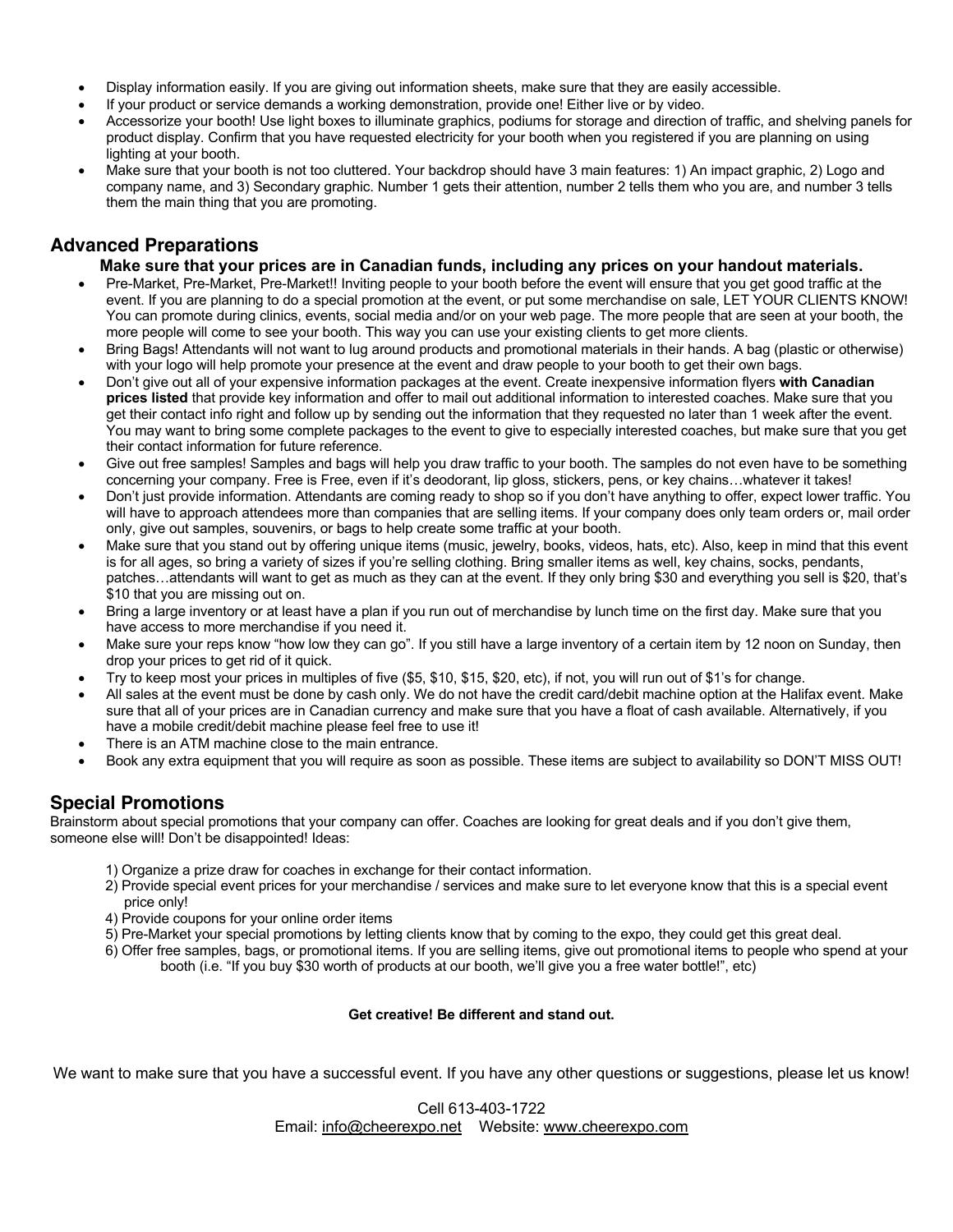- Display information easily. If you are giving out information sheets, make sure that they are easily accessible.
- If your product or service demands a working demonstration, provide one! Either live or by video.
- Accessorize your booth! Use light boxes to illuminate graphics, podiums for storage and direction of traffic, and shelving panels for product display. Confirm that you have requested electricity for your booth when you registered if you are planning on using lighting at your booth.
- Make sure that your booth is not too cluttered. Your backdrop should have 3 main features: 1) An impact graphic, 2) Logo and company name, and 3) Secondary graphic. Number 1 gets their attention, number 2 tells them who you are, and number 3 tells them the main thing that you are promoting.

## Advanced Preparations

**Make sure that your prices are in Canadian funds, including any prices on your handout materials.**

- Pre-Market, Pre-Market, Pre-Market!! Inviting people to your booth before the event will ensure that you get good traffic at the event. If you are planning to do a special promotion at the event, or put some merchandise on sale, LET YOUR CLIENTS KNOW! You can promote during clinics, events, social media and/or on your web page. The more people that are seen at your booth, the more people will come to see your booth. This way you can use your existing clients to get more clients.
- Bring Bags! Attendants will not want to lug around products and promotional materials in their hands. A bag (plastic or otherwise) with your logo will help promote your presence at the event and draw people to your booth to get their own bags.
- Don't give out all of your expensive information packages at the event. Create inexpensive information flyers **with Canadian prices listed** that provide key information and offer to mail out additional information to interested coaches. Make sure that you get their contact info right and follow up by sending out the information that they requested no later than 1 week after the event. You may want to bring some complete packages to the event to give to especially interested coaches, but make sure that you get their contact information for future reference.
- Give out free samples! Samples and bags will help you draw traffic to your booth. The samples do not even have to be something concerning your company. Free is Free, even if it's deodorant, lip gloss, stickers, pens, or key chains…whatever it takes!
- Don't just provide information. Attendants are coming ready to shop so if you don't have anything to offer, expect lower traffic. You will have to approach attendees more than companies that are selling items. If your company does only team orders or, mail order only, give out samples, souvenirs, or bags to help create some traffic at your booth.
- Make sure that you stand out by offering unique items (music, jewelry, books, videos, hats, etc). Also, keep in mind that this event is for all ages, so bring a variety of sizes if you're selling clothing. Bring smaller items as well, key chains, socks, pendants, patches…attendants will want to get as much as they can at the event. If they only bring $30 and everything you sell is $20, that's $10 that you are missing out on.
- Bring a large inventory or at least have a plan if you run out of merchandise by lunch time on the first day. Make sure that you have access to more merchandise if you need it.
- Make sure your reps know "how low they can go". If you still have a large inventory of a certain item by 12 noon on Sunday, then drop your prices to get rid of it quick.
- Try to keep most your prices in multiples of five ($5, $10, $15, $20, etc), if not, you will run out of $1's for change.
- All sales at the event must be done by cash only. We do not have the credit card/debit machine option at the Halifax event. Make sure that all of your prices are in Canadian currency and make sure that you have a float of cash available. Alternatively, if you have a mobile credit/debit machine please feel free to use it!
- There is an ATM machine close to the main entrance.
- Book any extra equipment that you will require as soon as possible. These items are subject to availability so DON'T MISS OUT!

## Special Promotions

Brainstorm about special promotions that your company can offer. Coaches are looking for great deals and if you don't give them, someone else will! Don't be disappointed! Ideas:

1) Organize a prize draw for coaches in exchange for their contact information.
2) Provide special event prices for your merchandise / services and make sure to let everyone know that this is a special event price only!
4) Provide coupons for your online order items
5) Pre-Market your special promotions by letting clients know that by coming to the expo, they could get this great deal.
6) Offer free samples, bags, or promotional items. If you are selling items, give out promotional items to people who spend at your booth (i.e. "If you buy $30 worth of products at our booth, we'll give you a free water bottle!", etc)

**Get creative! Be different and stand out.**

We want to make sure that you have a successful event. If you have any other questions or suggestions, please let us know!

Cell 613-403-1722
Email: info@cheerexpo.net Website: www.cheerexpo.com